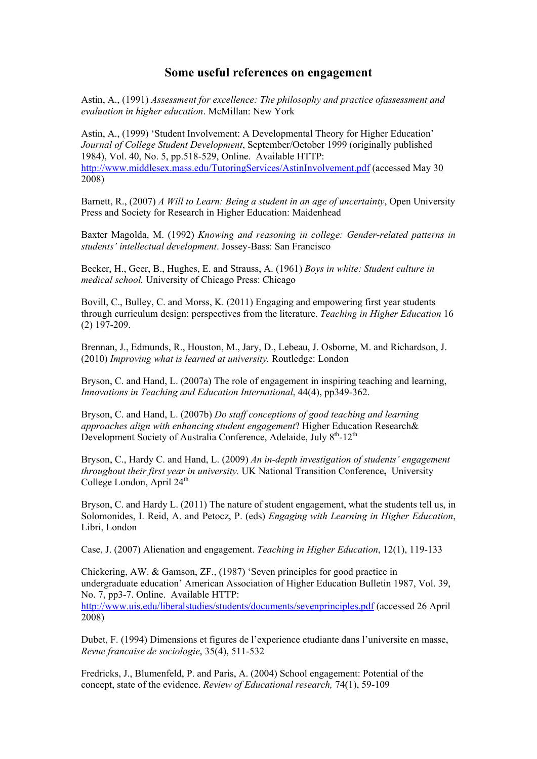# Some useful references on engagement

Astin, A., (1991) *Assessment for excellence: The philosophy and practice ofassessment and evaluation in higher education*. McMillan: New York

Astin, A., (1999) 'Student Involvement: A Developmental Theory for Higher Education' *Journal of College Student Development*, September/October 1999 (originally published 1984), Vol. 40, No. 5, pp.518-529, Online. Available HTTP: http://www.middlesex.mass.edu/TutoringServices/AstinInvolvement.pdf (accessed May 30 2008)

Barnett, R., (2007) *A Will to Learn: Being a student in an age of uncertainty*, Open University Press and Society for Research in Higher Education: Maidenhead

Baxter Magolda, M. (1992) *Knowing and reasoning in college: Gender-related patterns in students' intellectual development*. Jossey-Bass: San Francisco

Becker, H., Geer, B., Hughes, E. and Strauss, A. (1961) *Boys in white: Student culture in medical school.* University of Chicago Press: Chicago

Bovill, C., Bulley, C. and Morss, K. (2011) Engaging and empowering first year students through curriculum design: perspectives from the literature. *Teaching in Higher Education* 16 (2) 197-209.

Brennan, J., Edmunds, R., Houston, M., Jary, D., Lebeau, J. Osborne, M. and Richardson, J. (2010) *Improving what is learned at university.* Routledge: London

Bryson, C. and Hand, L. (2007a) The role of engagement in inspiring teaching and learning, *Innovations in Teaching and Education International*, 44(4), pp349-362.

Bryson, C. and Hand, L. (2007b) *Do staff conceptions of good teaching and learning approaches align with enhancing student engagement*? Higher Education Research& Development Society of Australia Conference, Adelaide, July 8th-12th

Bryson, C., Hardy C. and Hand, L. (2009) *An in-depth investigation of students' engagement throughout their first year in university.* UK National Transition Conference**,** University College London, April 24th

Bryson, C. and Hardy L. (2011) The nature of student engagement, what the students tell us, in Solomonides, I. Reid, A. and Petocz, P. (eds) *Engaging with Learning in Higher Education*, Libri, London

Case, J. (2007) Alienation and engagement. *Teaching in Higher Education*, 12(1), 119-133

Chickering, AW. & Gamson, ZF., (1987) 'Seven principles for good practice in undergraduate education' American Association of Higher Education Bulletin 1987, Vol. 39, No. 7, pp3-7. Online. Available HTTP: http://www.uis.edu/liberalstudies/students/documents/sevenprinciples.pdf (accessed 26 April 2008)

Dubet, F. (1994) Dimensions et figures de l'experience etudiante dans l'universite en masse, *Revue francaise de sociologie*, 35(4), 511-532

Fredricks, J., Blumenfeld, P. and Paris, A. (2004) School engagement: Potential of the concept, state of the evidence. *Review of Educational research,* 74(1), 59-109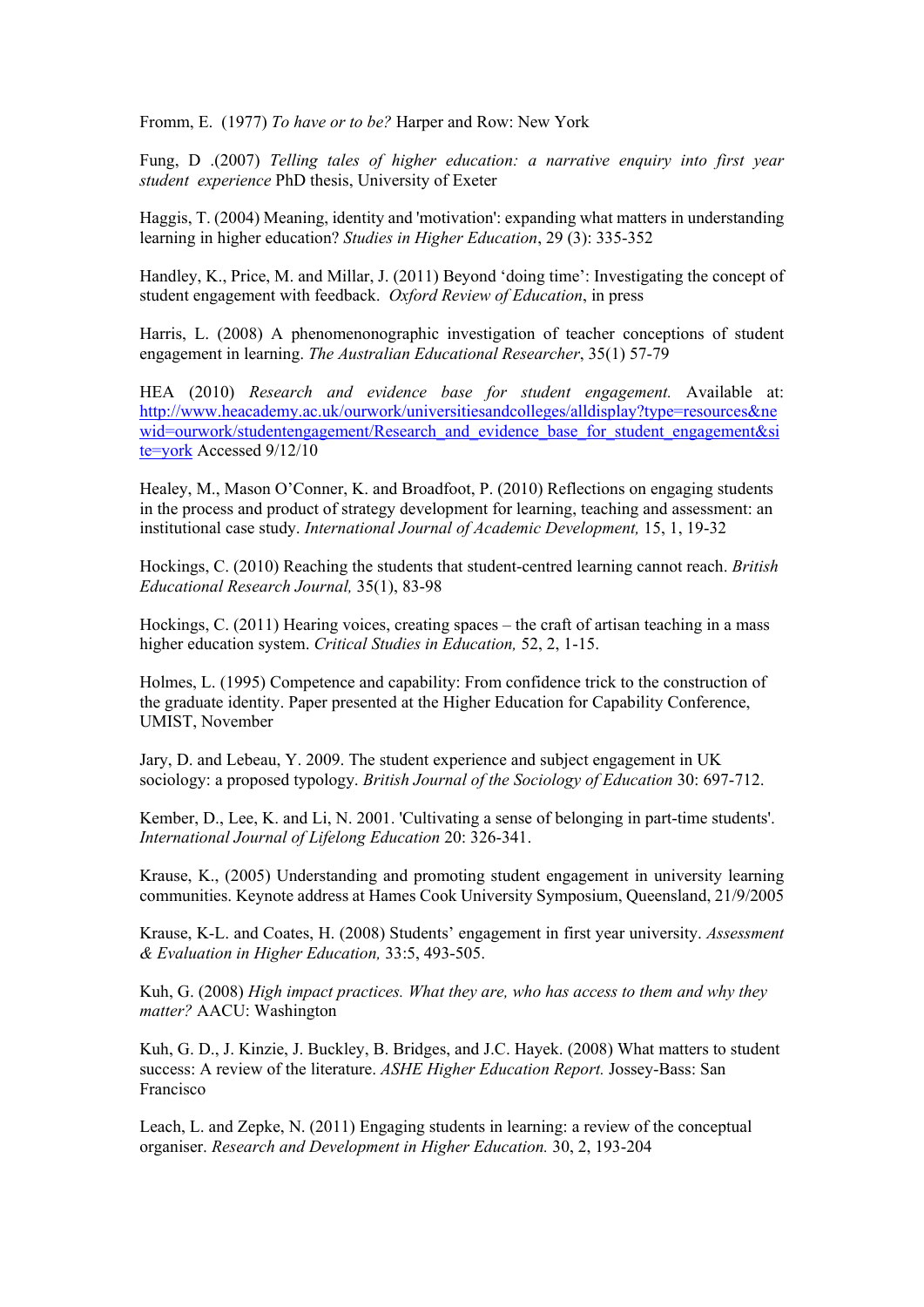Fromm, E. (1977) *To have or to be?* Harper and Row: New York

Fung, D .(2007) *Telling tales of higher education: a narrative enquiry into first year student experience* PhD thesis, University of Exeter

Haggis, T. (2004) Meaning, identity and 'motivation': expanding what matters in understanding learning in higher education? *Studies in Higher Education*, 29 (3): 335-352

Handley, K., Price, M. and Millar, J. (2011) Beyond 'doing time': Investigating the concept of student engagement with feedback. *Oxford Review of Education*, in press

Harris, L. (2008) A phenomenonographic investigation of teacher conceptions of student engagement in learning. *The Australian Educational Researcher*, 35(1) 57-79

HEA (2010) *Research and evidence base for student engagement.* Available at: http://www.heacademy.ac.uk/ourwork/universitiesandcolleges/alldisplay?type=resources&newid=ourwork/studentengagement/Research_and_evidence_base_for_student_engagement&site=york Accessed 9/12/10

Healey, M., Mason O'Conner, K. and Broadfoot, P. (2010) Reflections on engaging students in the process and product of strategy development for learning, teaching and assessment: an institutional case study. *International Journal of Academic Development,* 15, 1, 19-32

Hockings, C. (2010) Reaching the students that student-centred learning cannot reach. *British Educational Research Journal,* 35(1), 83-98

Hockings, C. (2011) Hearing voices, creating spaces – the craft of artisan teaching in a mass higher education system. *Critical Studies in Education,* 52, 2, 1-15.

Holmes, L. (1995) Competence and capability: From confidence trick to the construction of the graduate identity. Paper presented at the Higher Education for Capability Conference, UMIST, November

Jary, D. and Lebeau, Y. 2009. The student experience and subject engagement in UK sociology: a proposed typology. *British Journal of the Sociology of Education* 30: 697-712.

Kember, D., Lee, K. and Li, N. 2001. 'Cultivating a sense of belonging in part-time students'. *International Journal of Lifelong Education* 20: 326-341.

Krause, K., (2005) Understanding and promoting student engagement in university learning communities. Keynote address at Hames Cook University Symposium, Queensland, 21/9/2005

Krause, K-L. and Coates, H. (2008) Students' engagement in first year university. *Assessment & Evaluation in Higher Education,* 33:5, 493-505.

Kuh, G. (2008) *High impact practices. What they are, who has access to them and why they matter?* AACU: Washington

Kuh, G. D., J. Kinzie, J. Buckley, B. Bridges, and J.C. Hayek. (2008) What matters to student success: A review of the literature. *ASHE Higher Education Report.* Jossey-Bass: San Francisco

Leach, L. and Zepke, N. (2011) Engaging students in learning: a review of the conceptual organiser. *Research and Development in Higher Education.* 30, 2, 193-204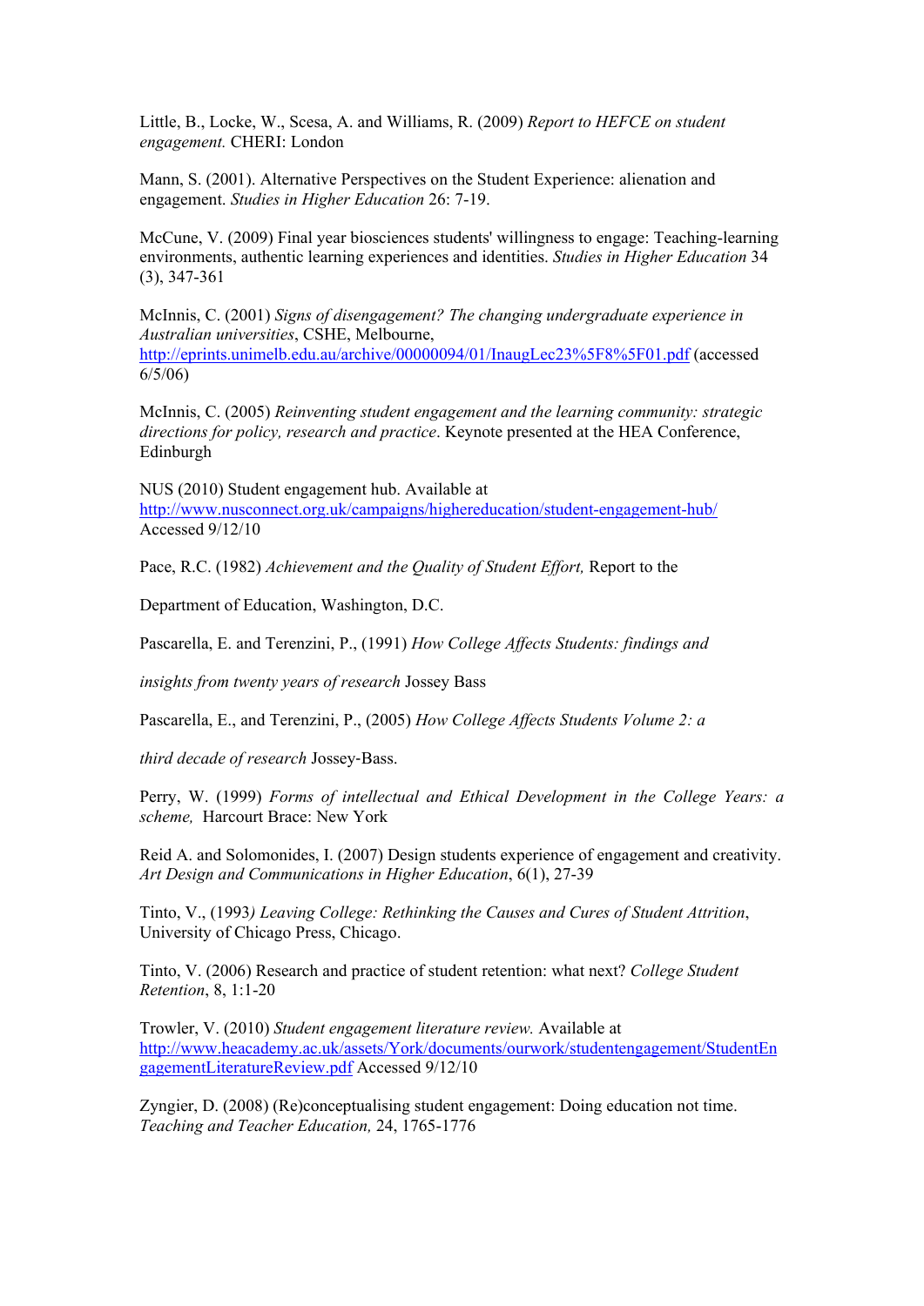Little, B., Locke, W., Scesa, A. and Williams, R. (2009) *Report to HEFCE on student engagement.* CHERI: London

Mann, S. (2001). Alternative Perspectives on the Student Experience: alienation and engagement. *Studies in Higher Education* 26: 7-19.

McCune, V. (2009) Final year biosciences students' willingness to engage: Teaching-learning environments, authentic learning experiences and identities. *Studies in Higher Education* 34 (3), 347-361

McInnis, C. (2001) *Signs of disengagement? The changing undergraduate experience in Australian universities*, CSHE, Melbourne, http://eprints.unimelb.edu.au/archive/00000094/01/InaugLec23%5F8%5F01.pdf (accessed 6/5/06)

McInnis, C. (2005) *Reinventing student engagement and the learning community: strategic directions for policy, research and practice*. Keynote presented at the HEA Conference, Edinburgh

NUS (2010) Student engagement hub. Available at http://www.nusconnect.org.uk/campaigns/highereducation/student-engagement-hub/ Accessed 9/12/10

Pace, R.C. (1982) *Achievement and the Quality of Student Effort,* Report to the

Department of Education, Washington, D.C.

Pascarella, E. and Terenzini, P., (1991) *How College Affects Students: findings and*

*insights from twenty years of research* Jossey Bass

Pascarella, E., and Terenzini, P., (2005) *How College Affects Students Volume 2: a*

*third decade of research* Jossey-Bass.

Perry, W. (1999) *Forms of intellectual and Ethical Development in the College Years: a scheme,* Harcourt Brace: New York

Reid A. and Solomonides, I. (2007) Design students experience of engagement and creativity. *Art Design and Communications in Higher Education*, 6(1), 27-39

Tinto, V., (1993*) Leaving College: Rethinking the Causes and Cures of Student Attrition*, University of Chicago Press, Chicago.

Tinto, V. (2006) Research and practice of student retention: what next? *College Student Retention*, 8, 1:1-20

Trowler, V. (2010) *Student engagement literature review.* Available at http://www.heacademy.ac.uk/assets/York/documents/ourwork/studentengagement/StudentEngagementLiteratureReview.pdf Accessed 9/12/10

Zyngier, D. (2008) (Re)conceptualising student engagement: Doing education not time. *Teaching and Teacher Education,* 24, 1765-1776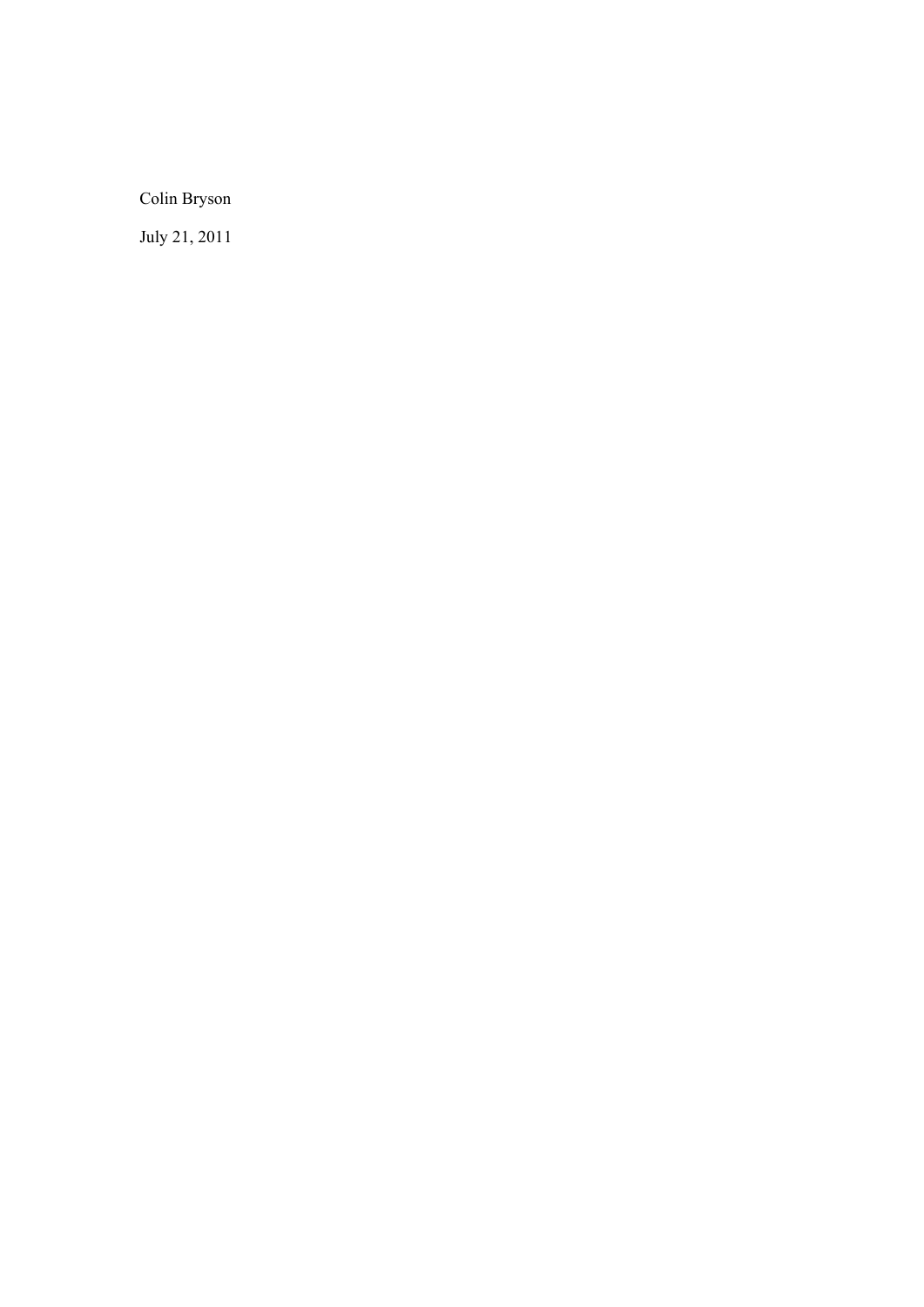Colin Bryson

July 21, 2011